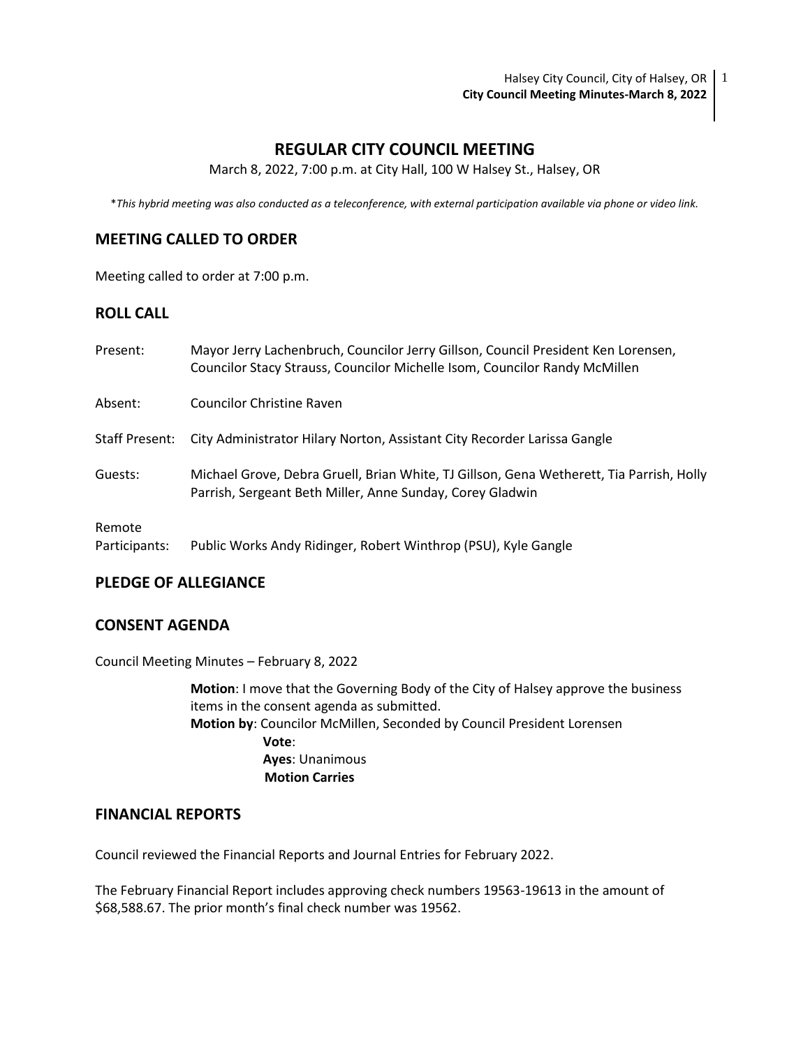# REGULAR CITY COUNCIL MEETING

March 8, 2022, 7:00 p.m. at City Hall, 100 W Halsey St., Halsey, OR

\**This hybrid meeting was also conducted as a teleconference, with external participation available via phone or video link.*

## MEETING CALLED TO ORDER

Meeting called to order at 7:00 p.m.

## ROLL CALL

Present: Mayor Jerry Lachenbruch, Councilor Jerry Gillson, Council President Ken Lorensen, Councilor Stacy Strauss, Councilor Michelle Isom, Councilor Randy McMillen

Absent: Councilor Christine Raven

Staff Present: City Administrator Hilary Norton, Assistant City Recorder Larissa Gangle

Guests: Michael Grove, Debra Gruell, Brian White, TJ Gillson, Gena Wetherett, Tia Parrish, Holly Parrish, Sergeant Beth Miller, Anne Sunday, Corey Gladwin

Remote Participants: Public Works Andy Ridinger, Robert Winthrop (PSU), Kyle Gangle

## PLEDGE OF ALLEGIANCE

## CONSENT AGENDA

Council Meeting Minutes – February 8, 2022

> **Motion**: I move that the Governing Body of the City of Halsey approve the business items in the consent agenda as submitted.
> **Motion by**: Councilor McMillen, Seconded by Council President Lorensen
> **Vote**:
> **Ayes**: Unanimous
> **Motion Carries**

## FINANCIAL REPORTS

Council reviewed the Financial Reports and Journal Entries for February 2022.

The February Financial Report includes approving check numbers 19563-19613 in the amount of $68,588.67. The prior month's final check number was 19562.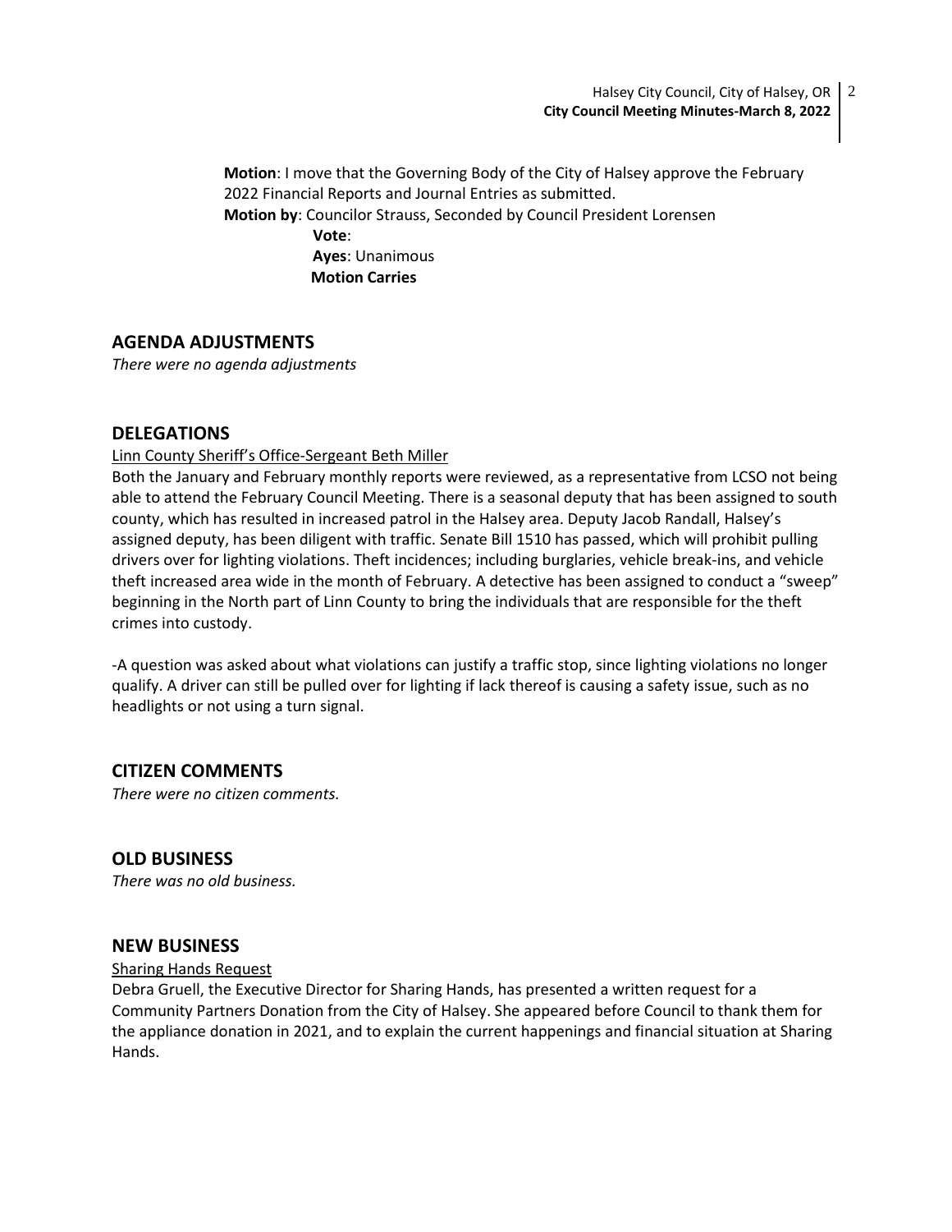**Motion**: I move that the Governing Body of the City of Halsey approve the February 2022 Financial Reports and Journal Entries as submitted.
**Motion by**: Councilor Strauss, Seconded by Council President Lorensen
**Vote**:
**Ayes**: Unanimous
**Motion Carries**

## AGENDA ADJUSTMENTS

*There were no agenda adjustments*

## DELEGATIONS

Linn County Sheriff's Office-Sergeant Beth Miller

Both the January and February monthly reports were reviewed, as a representative from LCSO not being able to attend the February Council Meeting. There is a seasonal deputy that has been assigned to south county, which has resulted in increased patrol in the Halsey area. Deputy Jacob Randall, Halsey's assigned deputy, has been diligent with traffic. Senate Bill 1510 has passed, which will prohibit pulling drivers over for lighting violations. Theft incidences; including burglaries, vehicle break-ins, and vehicle theft increased area wide in the month of February. A detective has been assigned to conduct a "sweep" beginning in the North part of Linn County to bring the individuals that are responsible for the theft crimes into custody.

-A question was asked about what violations can justify a traffic stop, since lighting violations no longer qualify. A driver can still be pulled over for lighting if lack thereof is causing a safety issue, such as no headlights or not using a turn signal.

## CITIZEN COMMENTS

*There were no citizen comments.*

## OLD BUSINESS

*There was no old business.*

## NEW BUSINESS

Sharing Hands Request

Debra Gruell, the Executive Director for Sharing Hands, has presented a written request for a Community Partners Donation from the City of Halsey. She appeared before Council to thank them for the appliance donation in 2021, and to explain the current happenings and financial situation at Sharing Hands.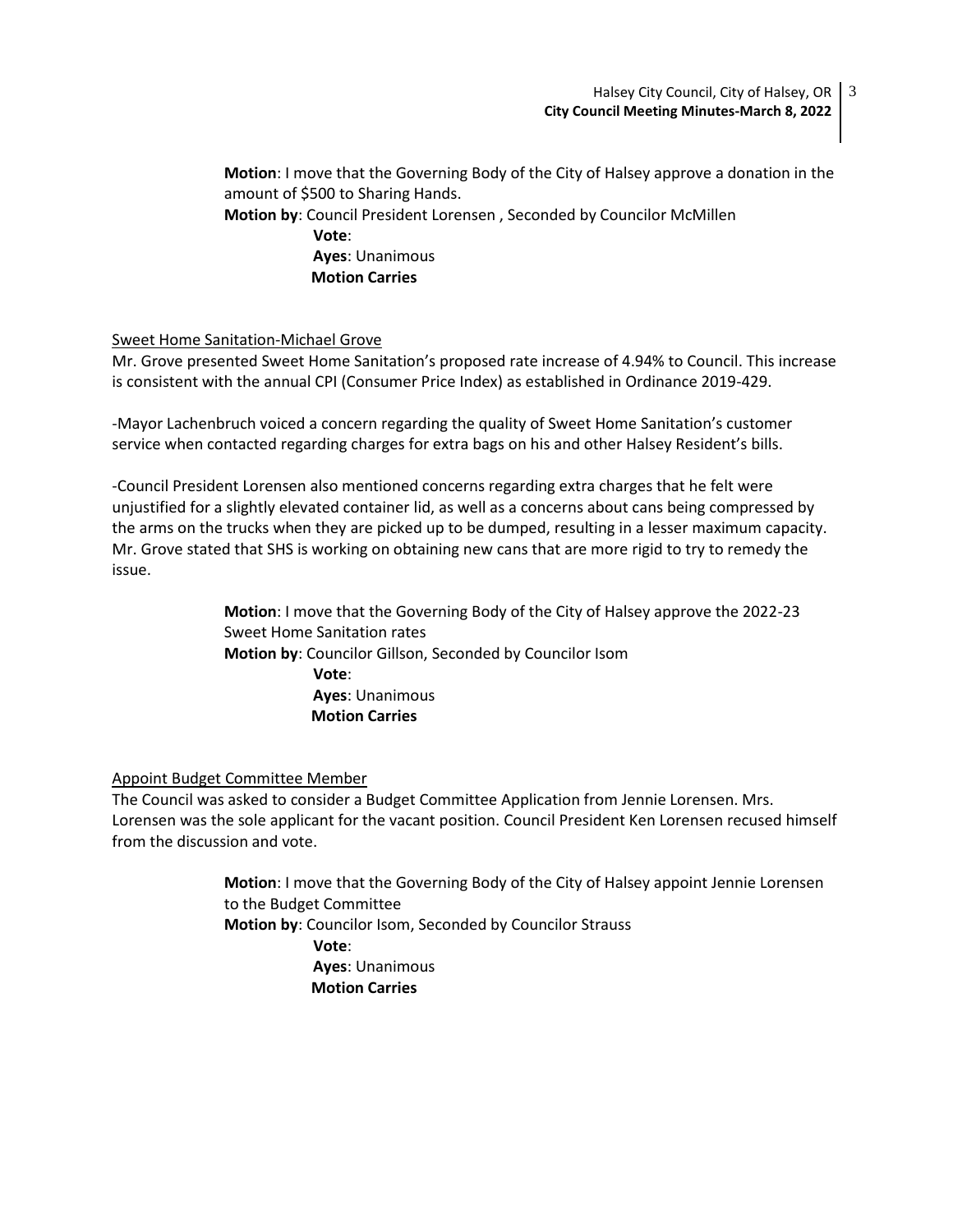**Motion**: I move that the Governing Body of the City of Halsey approve a donation in the amount of $500 to Sharing Hands.
**Motion by**: Council President Lorensen , Seconded by Councilor McMillen
**Vote**:
**Ayes**: Unanimous
**Motion Carries**

Sweet Home Sanitation-Michael Grove

Mr. Grove presented Sweet Home Sanitation's proposed rate increase of 4.94% to Council. This increase is consistent with the annual CPI (Consumer Price Index) as established in Ordinance 2019-429.

-Mayor Lachenbruch voiced a concern regarding the quality of Sweet Home Sanitation's customer service when contacted regarding charges for extra bags on his and other Halsey Resident's bills.

-Council President Lorensen also mentioned concerns regarding extra charges that he felt were unjustified for a slightly elevated container lid, as well as a concerns about cans being compressed by the arms on the trucks when they are picked up to be dumped, resulting in a lesser maximum capacity. Mr. Grove stated that SHS is working on obtaining new cans that are more rigid to try to remedy the issue.

**Motion**: I move that the Governing Body of the City of Halsey approve the 2022-23 Sweet Home Sanitation rates
**Motion by**: Councilor Gillson, Seconded by Councilor Isom
**Vote**:
**Ayes**: Unanimous
**Motion Carries**

Appoint Budget Committee Member

The Council was asked to consider a Budget Committee Application from Jennie Lorensen. Mrs. Lorensen was the sole applicant for the vacant position. Council President Ken Lorensen recused himself from the discussion and vote.

**Motion**: I move that the Governing Body of the City of Halsey appoint Jennie Lorensen to the Budget Committee
**Motion by**: Councilor Isom, Seconded by Councilor Strauss
**Vote**:
**Ayes**: Unanimous
**Motion Carries**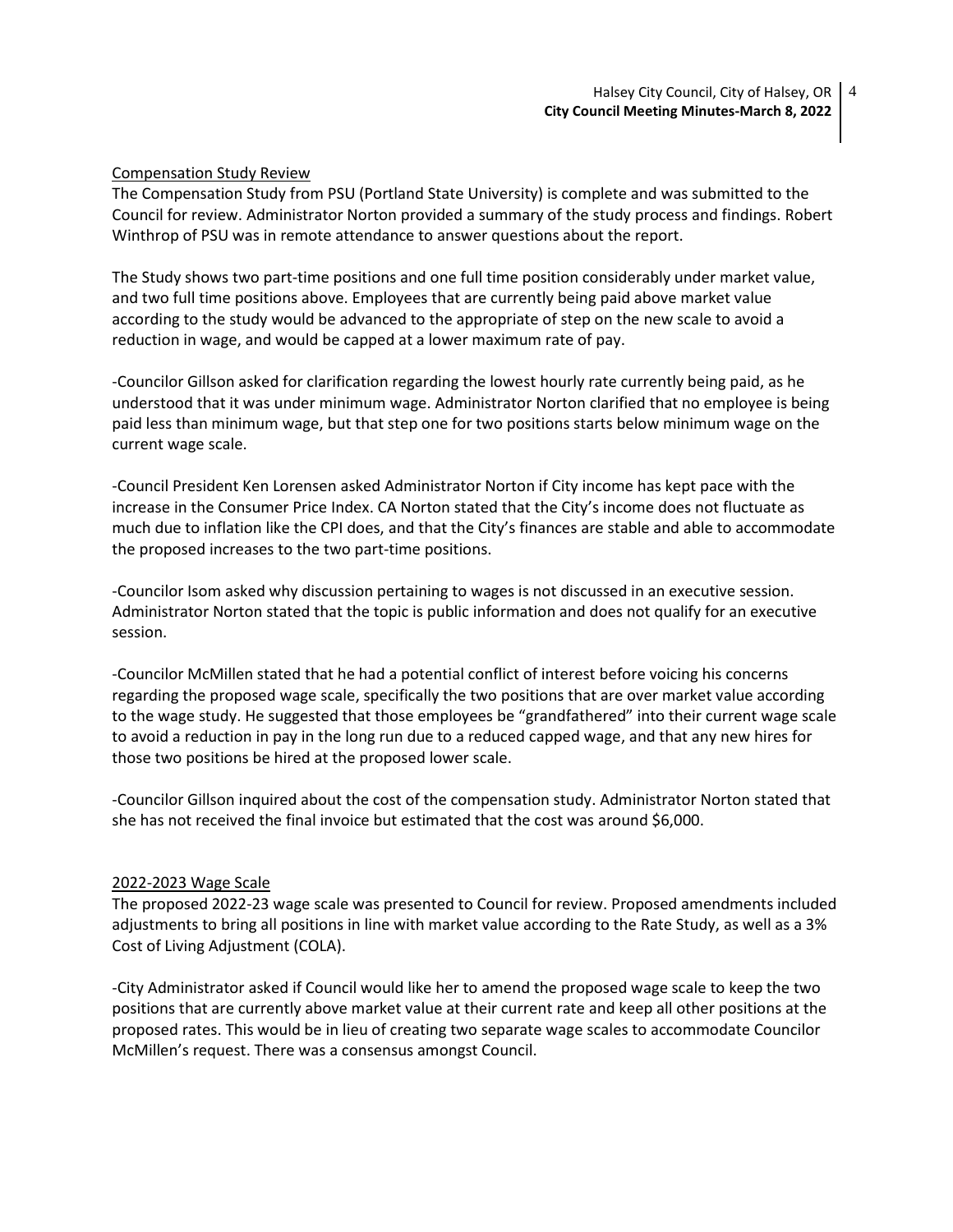<u>Compensation Study Review</u>

The Compensation Study from PSU (Portland State University) is complete and was submitted to the Council for review. Administrator Norton provided a summary of the study process and findings. Robert Winthrop of PSU was in remote attendance to answer questions about the report.

The Study shows two part-time positions and one full time position considerably under market value, and two full time positions above. Employees that are currently being paid above market value according to the study would be advanced to the appropriate of step on the new scale to avoid a reduction in wage, and would be capped at a lower maximum rate of pay.

-Councilor Gillson asked for clarification regarding the lowest hourly rate currently being paid, as he understood that it was under minimum wage. Administrator Norton clarified that no employee is being paid less than minimum wage, but that step one for two positions starts below minimum wage on the current wage scale.

-Council President Ken Lorensen asked Administrator Norton if City income has kept pace with the increase in the Consumer Price Index. CA Norton stated that the City's income does not fluctuate as much due to inflation like the CPI does, and that the City's finances are stable and able to accommodate the proposed increases to the two part-time positions.

-Councilor Isom asked why discussion pertaining to wages is not discussed in an executive session. Administrator Norton stated that the topic is public information and does not qualify for an executive session.

-Councilor McMillen stated that he had a potential conflict of interest before voicing his concerns regarding the proposed wage scale, specifically the two positions that are over market value according to the wage study. He suggested that those employees be "grandfathered" into their current wage scale to avoid a reduction in pay in the long run due to a reduced capped wage, and that any new hires for those two positions be hired at the proposed lower scale.

-Councilor Gillson inquired about the cost of the compensation study. Administrator Norton stated that she has not received the final invoice but estimated that the cost was around $6,000.

<u>2022-2023 Wage Scale</u>

The proposed 2022-23 wage scale was presented to Council for review. Proposed amendments included adjustments to bring all positions in line with market value according to the Rate Study, as well as a 3% Cost of Living Adjustment (COLA).

-City Administrator asked if Council would like her to amend the proposed wage scale to keep the two positions that are currently above market value at their current rate and keep all other positions at the proposed rates. This would be in lieu of creating two separate wage scales to accommodate Councilor McMillen's request. There was a consensus amongst Council.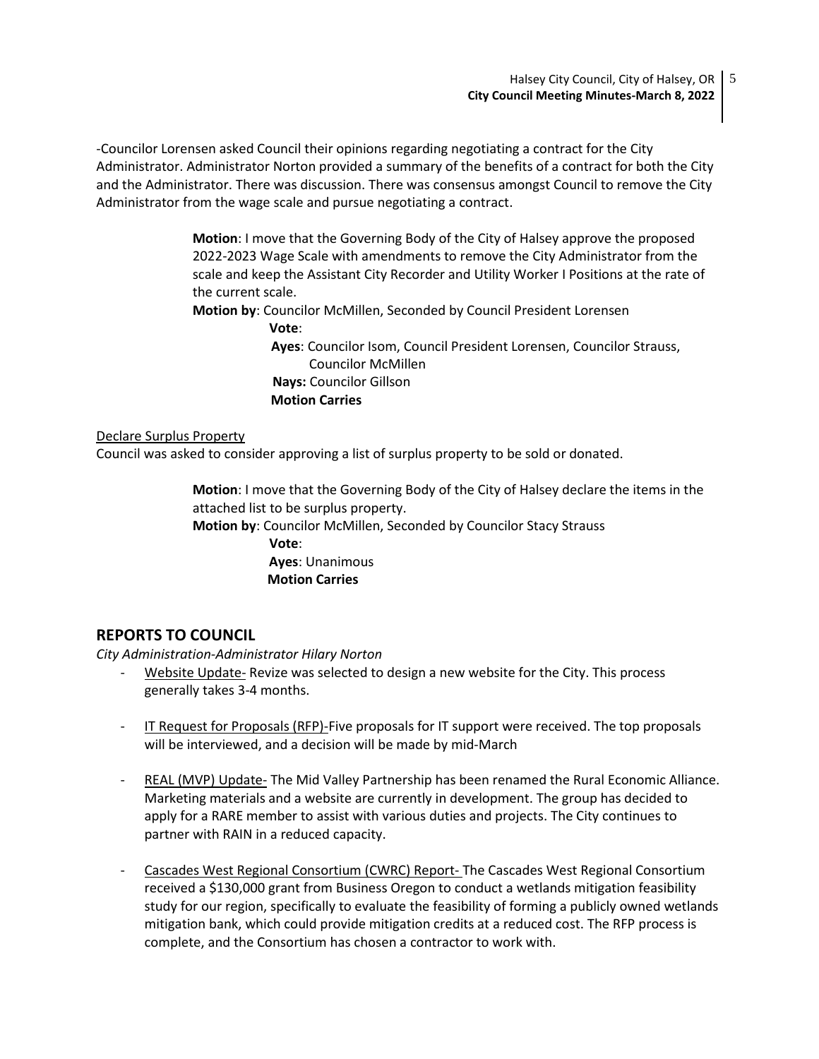-Councilor Lorensen asked Council their opinions regarding negotiating a contract for the City Administrator. Administrator Norton provided a summary of the benefits of a contract for both the City and the Administrator. There was discussion. There was consensus amongst Council to remove the City Administrator from the wage scale and pursue negotiating a contract.

> **Motion**: I move that the Governing Body of the City of Halsey approve the proposed 2022-2023 Wage Scale with amendments to remove the City Administrator from the scale and keep the Assistant City Recorder and Utility Worker I Positions at the rate of the current scale.
> **Motion by**: Councilor McMillen, Seconded by Council President Lorensen
> **Vote**:
> **Ayes**: Councilor Isom, Council President Lorensen, Councilor Strauss, Councilor McMillen
> **Nays:** Councilor Gillson
> **Motion Carries**

<u>Declare Surplus Property</u>

Council was asked to consider approving a list of surplus property to be sold or donated.

> **Motion**: I move that the Governing Body of the City of Halsey declare the items in the attached list to be surplus property.
> **Motion by**: Councilor McMillen, Seconded by Councilor Stacy Strauss
> **Vote**:
> **Ayes**: Unanimous
> **Motion Carries**

## REPORTS TO COUNCIL

*City Administration-Administrator Hilary Norton*

- <u>Website Update-</u> Revize was selected to design a new website for the City. This process generally takes 3-4 months.
- <u>IT Request for Proposals (RFP)-</u>Five proposals for IT support were received. The top proposals will be interviewed, and a decision will be made by mid-March
- <u>REAL (MVP) Update-</u> The Mid Valley Partnership has been renamed the Rural Economic Alliance. Marketing materials and a website are currently in development. The group has decided to apply for a RARE member to assist with various duties and projects. The City continues to partner with RAIN in a reduced capacity.
- <u>Cascades West Regional Consortium (CWRC) Report-</u> The Cascades West Regional Consortium received a $130,000 grant from Business Oregon to conduct a wetlands mitigation feasibility study for our region, specifically to evaluate the feasibility of forming a publicly owned wetlands mitigation bank, which could provide mitigation credits at a reduced cost. The RFP process is complete, and the Consortium has chosen a contractor to work with.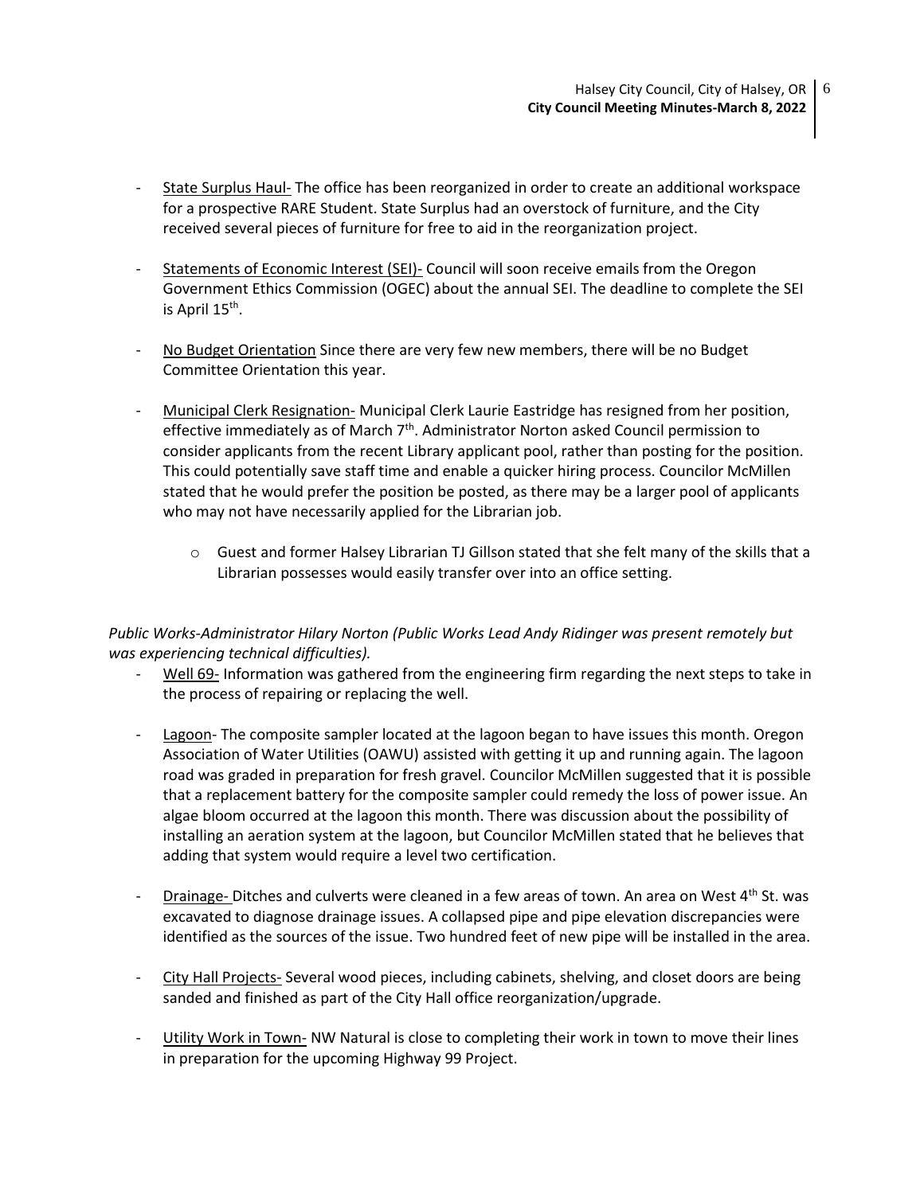- State Surplus Haul- The office has been reorganized in order to create an additional workspace for a prospective RARE Student. State Surplus had an overstock of furniture, and the City received several pieces of furniture for free to aid in the reorganization project.

- Statements of Economic Interest (SEI)- Council will soon receive emails from the Oregon Government Ethics Commission (OGEC) about the annual SEI. The deadline to complete the SEI is April 15th.

- No Budget Orientation Since there are very few new members, there will be no Budget Committee Orientation this year.

- Municipal Clerk Resignation- Municipal Clerk Laurie Eastridge has resigned from her position, effective immediately as of March 7th. Administrator Norton asked Council permission to consider applicants from the recent Library applicant pool, rather than posting for the position. This could potentially save staff time and enable a quicker hiring process. Councilor McMillen stated that he would prefer the position be posted, as there may be a larger pool of applicants who may not have necessarily applied for the Librarian job.

    - Guest and former Halsey Librarian TJ Gillson stated that she felt many of the skills that a Librarian possesses would easily transfer over into an office setting.

*Public Works-Administrator Hilary Norton (Public Works Lead Andy Ridinger was present remotely but was experiencing technical difficulties).*

- Well 69- Information was gathered from the engineering firm regarding the next steps to take in the process of repairing or replacing the well.

- Lagoon- The composite sampler located at the lagoon began to have issues this month. Oregon Association of Water Utilities (OAWU) assisted with getting it up and running again. The lagoon road was graded in preparation for fresh gravel. Councilor McMillen suggested that it is possible that a replacement battery for the composite sampler could remedy the loss of power issue. An algae bloom occurred at the lagoon this month. There was discussion about the possibility of installing an aeration system at the lagoon, but Councilor McMillen stated that he believes that adding that system would require a level two certification.

- Drainage- Ditches and culverts were cleaned in a few areas of town. An area on West 4th St. was excavated to diagnose drainage issues. A collapsed pipe and pipe elevation discrepancies were identified as the sources of the issue. Two hundred feet of new pipe will be installed in the area.

- City Hall Projects- Several wood pieces, including cabinets, shelving, and closet doors are being sanded and finished as part of the City Hall office reorganization/upgrade.

- Utility Work in Town- NW Natural is close to completing their work in town to move their lines in preparation for the upcoming Highway 99 Project.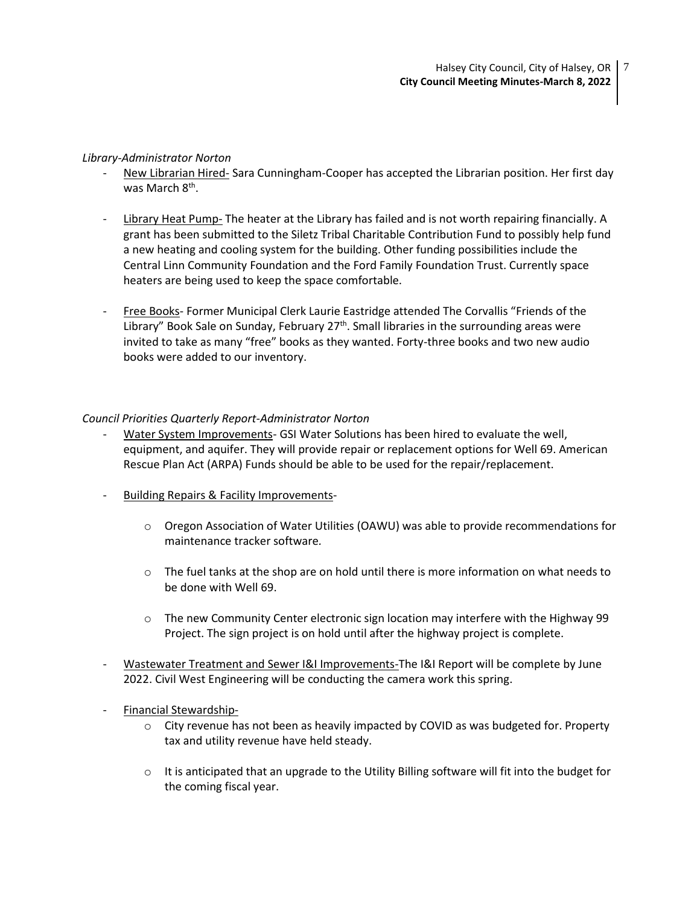*Library-Administrator Norton*

- New Librarian Hired- Sara Cunningham-Cooper has accepted the Librarian position. Her first day was March 8th.

- Library Heat Pump- The heater at the Library has failed and is not worth repairing financially. A grant has been submitted to the Siletz Tribal Charitable Contribution Fund to possibly help fund a new heating and cooling system for the building. Other funding possibilities include the Central Linn Community Foundation and the Ford Family Foundation Trust. Currently space heaters are being used to keep the space comfortable.

- Free Books- Former Municipal Clerk Laurie Eastridge attended The Corvallis "Friends of the Library" Book Sale on Sunday, February 27th. Small libraries in the surrounding areas were invited to take as many "free" books as they wanted. Forty-three books and two new audio books were added to our inventory.

*Council Priorities Quarterly Report-Administrator Norton*

- Water System Improvements- GSI Water Solutions has been hired to evaluate the well, equipment, and aquifer. They will provide repair or replacement options for Well 69. American Rescue Plan Act (ARPA) Funds should be able to be used for the repair/replacement.

- Building Repairs & Facility Improvements-

  - Oregon Association of Water Utilities (OAWU) was able to provide recommendations for maintenance tracker software.

  - The fuel tanks at the shop are on hold until there is more information on what needs to be done with Well 69.

  - The new Community Center electronic sign location may interfere with the Highway 99 Project. The sign project is on hold until after the highway project is complete.

- Wastewater Treatment and Sewer I&I Improvements-The I&I Report will be complete by June 2022. Civil West Engineering will be conducting the camera work this spring.

- Financial Stewardship-
  - City revenue has not been as heavily impacted by COVID as was budgeted for. Property tax and utility revenue have held steady.

  - It is anticipated that an upgrade to the Utility Billing software will fit into the budget for the coming fiscal year.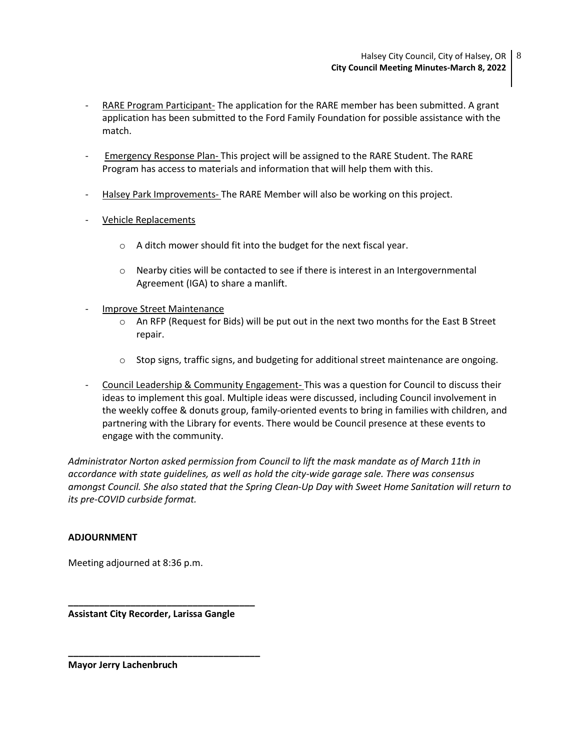- <u>RARE Program Participant-</u> The application for the RARE member has been submitted. A grant application has been submitted to the Ford Family Foundation for possible assistance with the match.

- <u>Emergency Response Plan-</u> This project will be assigned to the RARE Student. The RARE Program has access to materials and information that will help them with this.

- <u>Halsey Park Improvements-</u> The RARE Member will also be working on this project.

- <u>Vehicle Replacements</u>
  - A ditch mower should fit into the budget for the next fiscal year.
  - Nearby cities will be contacted to see if there is interest in an Intergovernmental Agreement (IGA) to share a manlift.

- <u>Improve Street Maintenance</u>
  - An RFP (Request for Bids) will be put out in the next two months for the East B Street repair.
  - Stop signs, traffic signs, and budgeting for additional street maintenance are ongoing.

- <u>Council Leadership & Community Engagement-</u> This was a question for Council to discuss their ideas to implement this goal. Multiple ideas were discussed, including Council involvement in the weekly coffee & donuts group, family-oriented events to bring in families with children, and partnering with the Library for events. There would be Council presence at these events to engage with the community.

*Administrator Norton asked permission from Council to lift the mask mandate as of March 11th in accordance with state guidelines, as well as hold the city-wide garage sale. There was consensus amongst Council. She also stated that the Spring Clean-Up Day with Sweet Home Sanitation will return to its pre-COVID curbside format.*

**ADJOURNMENT**

Meeting adjourned at 8:36 p.m.

____________________________________
**Assistant City Recorder, Larissa Gangle**

____________________________________
**Mayor Jerry Lachenbruch**